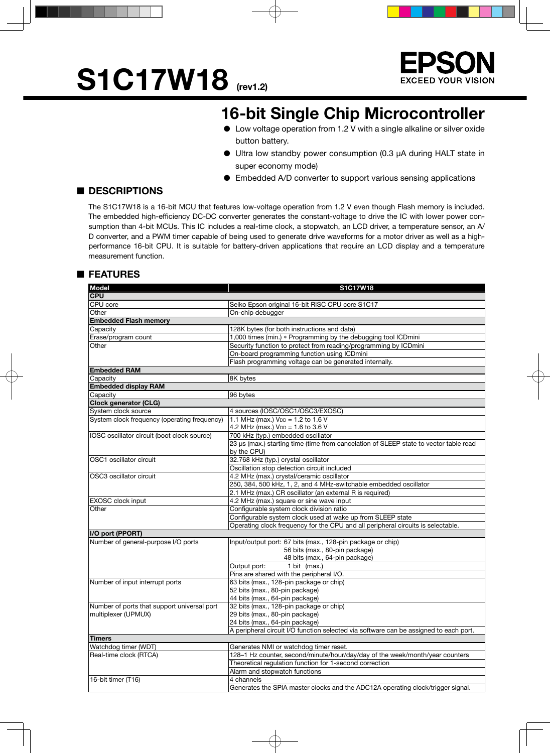# S1C17W18 (rev1.2)

EPSON
EXCEED YOUR VISION

## 16-bit Single Chip Microcontroller

- Low voltage operation from 1.2 V with a single alkaline or silver oxide button battery.
- Ultra low standby power consumption (0.3 µA during HALT state in super economy mode)
- Embedded A/D converter to support various sensing applications

## ■ DESCRIPTIONS

The S1C17W18 is a 16-bit MCU that features low-voltage operation from 1.2 V even though Flash memory is included. The embedded high-efficiency DC-DC converter generates the constant-voltage to drive the IC with lower power consumption than 4-bit MCUs. This IC includes a real-time clock, a stopwatch, an LCD driver, a temperature sensor, an A/D converter, and a PWM timer capable of being used to generate drive waveforms for a motor driver as well as a high-performance 16-bit CPU. It is suitable for battery-driven applications that require an LCD display and a temperature measurement function.

## ■ FEATURES

| Model | S1C17W18 |
|---|---|
| **CPU** | |
| CPU core | Seiko Epson original 16-bit RISC CPU core S1C17 |
| Other | On-chip debugger |
| **Embedded Flash memory** | |
| Capacity | 128K bytes (for both instructions and data) |
| Erase/program count | 1,000 times (min.) * Programming by the debugging tool ICDmini |
| Other | Security function to protect from reading/programming by ICDmini |
| | On-board programming function using ICDmini |
| | Flash programming voltage can be generated internally. |
| **Embedded RAM** | |
| Capacity | 8K bytes |
| **Embedded display RAM** | |
| Capacity | 96 bytes |
| **Clock generator (CLG)** | |
| System clock source | 4 sources (IOSC/OSC1/OSC3/EXOSC) |
| System clock frequency (operating frequency) | 1.1 MHz (max.) $V_{DD}$ = 1.2 to 1.6 V<br>4.2 MHz (max.) $V_{DD}$ = 1.6 to 3.6 V |
| IOSC oscillator circuit (boot clock source) | 700 kHz (typ.) embedded oscillator |
| | 23 µs (max.) starting time (time from cancelation of SLEEP state to vector table read by the CPU) |
| OSC1 oscillator circuit | 32.768 kHz (typ.) crystal oscillator |
| | Oscillation stop detection circuit included |
| OSC3 oscillator circuit | 4.2 MHz (max.) crystal/ceramic oscillator |
| | 250, 384, 500 kHz, 1, 2, and 4 MHz-switchable embedded oscillator |
| | 2.1 MHz (max.) CR oscillator (an external R is required) |
| EXOSC clock input | 4.2 MHz (max.) square or sine wave input |
| Other | Configurable system clock division ratio |
| | Configurable system clock used at wake up from SLEEP state |
| | Operating clock frequency for the CPU and all peripheral circuits is selectable. |
| **I/O port (PPORT)** | |
| Number of general-purpose I/O ports | Input/output port: 67 bits (max., 128-pin package or chip)<br>56 bits (max., 80-pin package)<br>48 bits (max., 64-pin package) |
| | Output port: 1 bit (max.) |
| | Pins are shared with the peripheral I/O. |
| Number of input interrupt ports | 63 bits (max., 128-pin package or chip)<br>52 bits (max., 80-pin package)<br>44 bits (max., 64-pin package) |
| Number of ports that support universal port multiplexer (UPMUX) | 32 bits (max., 128-pin package or chip)<br>29 bits (max., 80-pin package)<br>24 bits (max., 64-pin package) |
| | A peripheral circuit I/O function selected via software can be assigned to each port. |
| **Timers** | |
| Watchdog timer (WDT) | Generates NMI or watchdog timer reset. |
| Real-time clock (RTCA) | 128–1 Hz counter, second/minute/hour/day/day of the week/month/year counters |
| | Theoretical regulation function for 1-second correction |
| | Alarm and stopwatch functions |
| 16-bit timer (T16) | 4 channels |
| | Generates the SPIA master clocks and the ADC12A operating clock/trigger signal. |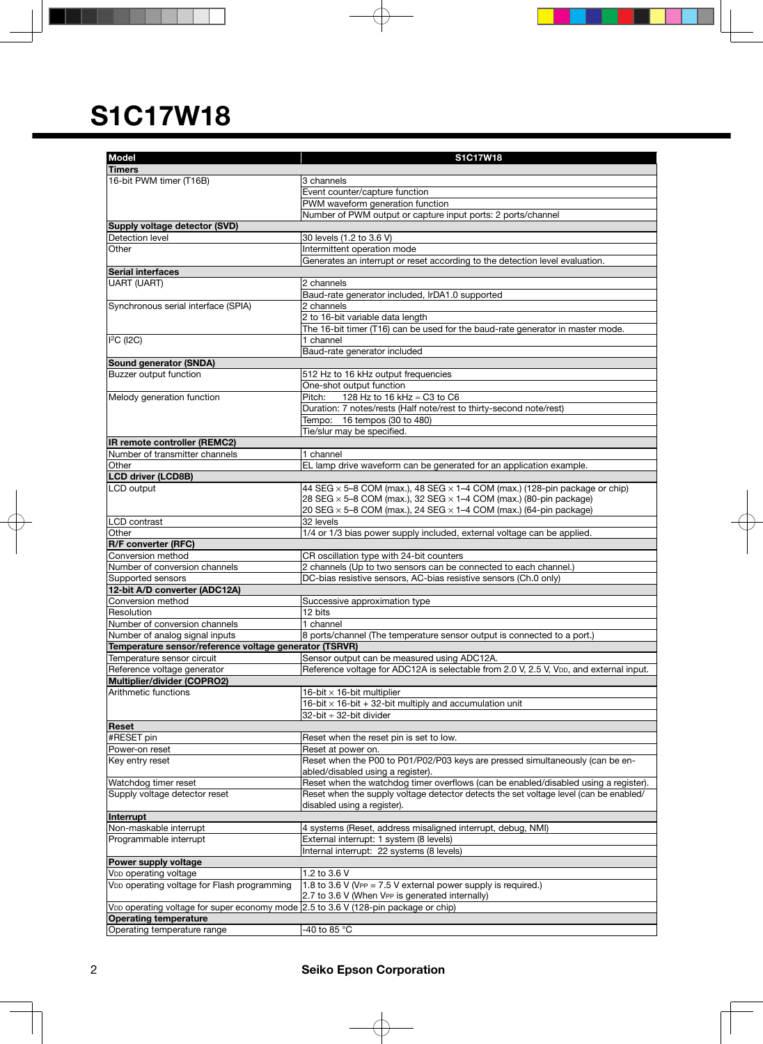# S1C17W18

| Model | S1C17W18 |
|---|---|
| **Timers** | |
| 16-bit PWM timer (T16B) | 3 channels |
| | Event counter/capture function |
| | PWM waveform generation function |
| | Number of PWM output or capture input ports: 2 ports/channel |
| **Supply voltage detector (SVD)** | |
| Detection level | 30 levels (1.2 to 3.6 V) |
| Other | Intermittent operation mode |
| | Generates an interrupt or reset according to the detection level evaluation. |
| **Serial interfaces** | |
| UART (UART) | 2 channels |
| | Baud-rate generator included, IrDA1.0 supported |
| Synchronous serial interface (SPIA) | 2 channels |
| | 2 to 16-bit variable data length |
| | The 16-bit timer (T16) can be used for the baud-rate generator in master mode. |
| $I^2C$ (I2C) | 1 channel |
| | Baud-rate generator included |
| **Sound generator (SNDA)** | |
| Buzzer output function | 512 Hz to 16 kHz output frequencies |
| | One-shot output function |
| Melody generation function | Pitch: 128 Hz to 16 kHz = C3 to C6 |
| | Duration: 7 notes/rests (Half note/rest to thirty-second note/rest) |
| | Tempo: 16 tempos (30 to 480) |
| | Tie/slur may be specified. |
| **IR remote controller (REMC2)** | |
| Number of transmitter channels | 1 channel |
| Other | EL lamp drive waveform can be generated for an application example. |
| **LCD driver (LCD8B)** | |
| LCD output | 44 SEG × 5–8 COM (max.), 48 SEG × 1–4 COM (max.) (128-pin package or chip)<br>28 SEG × 5–8 COM (max.), 32 SEG × 1–4 COM (max.) (80-pin package)<br>20 SEG × 5–8 COM (max.), 24 SEG × 1–4 COM (max.) (64-pin package) |
| LCD contrast | 32 levels |
| Other | 1/4 or 1/3 bias power supply included, external voltage can be applied. |
| **R/F converter (RFC)** | |
| Conversion method | CR oscillation type with 24-bit counters |
| Number of conversion channels | 2 channels (Up to two sensors can be connected to each channel.) |
| Supported sensors | DC-bias resistive sensors, AC-bias resistive sensors (Ch.0 only) |
| **12-bit A/D converter (ADC12A)** | |
| Conversion method | Successive approximation type |
| Resolution | 12 bits |
| Number of conversion channels | 1 channel |
| Number of analog signal inputs | 8 ports/channel (The temperature sensor output is connected to a port.) |
| **Temperature sensor/reference voltage generator (TSRVR)** | |
| Temperature sensor circuit | Sensor output can be measured using ADC12A. |
| Reference voltage generator | Reference voltage for ADC12A is selectable from 2.0 V, 2.5 V, $V_{DD}$, and external input. |
| **Multiplier/divider (COPRO2)** | |
| Arithmetic functions | 16-bit × 16-bit multiplier |
| | 16-bit × 16-bit + 32-bit multiply and accumulation unit |
| | 32-bit ÷ 32-bit divider |
| **Reset** | |
| #RESET pin | Reset when the reset pin is set to low. |
| Power-on reset | Reset at power on. |
| Key entry reset | Reset when the P00 to P01/P02/P03 keys are pressed simultaneously (can be enabled/disabled using a register). |
| Watchdog timer reset | Reset when the watchdog timer overflows (can be enabled/disabled using a register). |
| Supply voltage detector reset | Reset when the supply voltage detector detects the set voltage level (can be enabled/disabled using a register). |
| **Interrupt** | |
| Non-maskable interrupt | 4 systems (Reset, address misaligned interrupt, debug, NMI) |
| Programmable interrupt | External interrupt: 1 system (8 levels) |
| | Internal interrupt: 22 systems (8 levels) |
| **Power supply voltage** | |
| $V_{DD}$ operating voltage | 1.2 to 3.6 V |
| $V_{DD}$ operating voltage for Flash programming | 1.8 to 3.6 V ($V_{PP}$ = 7.5 V external power supply is required.)<br>2.7 to 3.6 V (When $V_{PP}$ is generated internally) |
| $V_{DD}$ operating voltage for super economy mode | 2.5 to 3.6 V (128-pin package or chip) |
| **Operating temperature** | |
| Operating temperature range | -40 to 85 °C |

Seiko Epson Corporation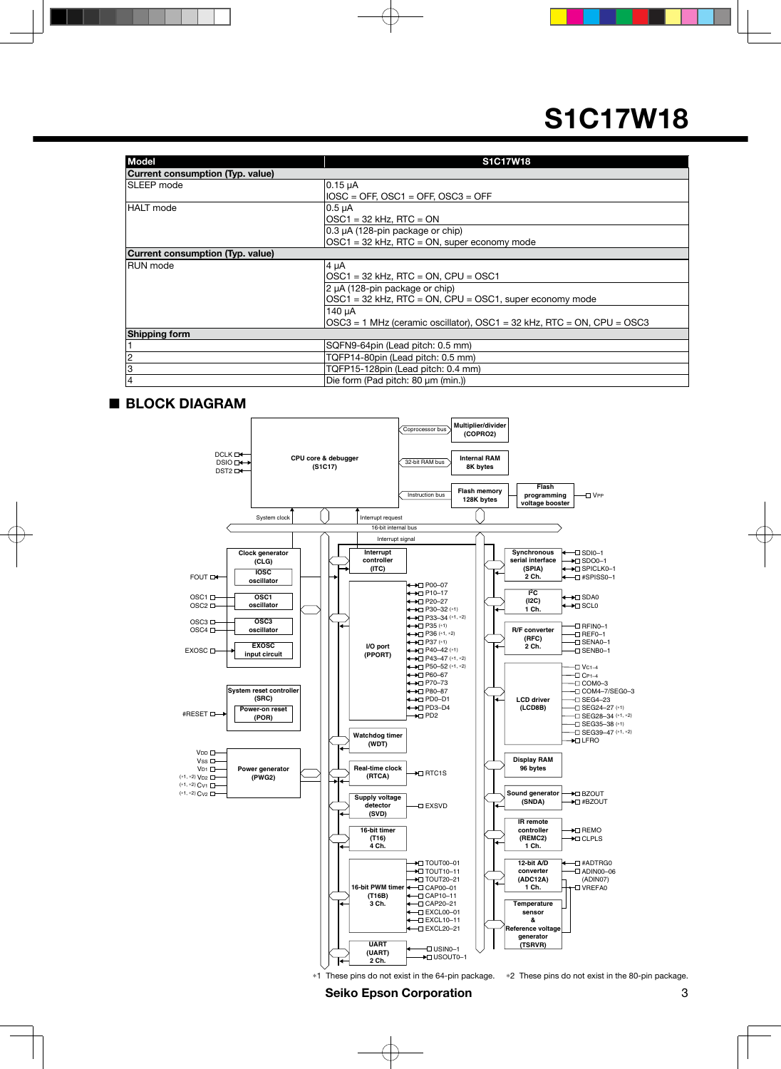# S1C17W18

| Model | S1C17W18 |
|---|---|
| **Current consumption (Typ. value)** | |
| SLEEP mode | 0.15 µA<br>IOSC = OFF, OSC1 = OFF, OSC3 = OFF |
| HALT mode | 0.5 µA<br>OSC1 = 32 kHz, RTC = ON |
| | 0.3 µA (128-pin package or chip)<br>OSC1 = 32 kHz, RTC = ON, super economy mode |
| **Current consumption (Typ. value)** | |
| RUN mode | 4 µA<br>OSC1 = 32 kHz, RTC = ON, CPU = OSC1 |
| | 2 µA (128-pin package or chip)<br>OSC1 = 32 kHz, RTC = ON, CPU = OSC1, super economy mode |
| | 140 µA<br>OSC3 = 1 MHz (ceramic oscillator), OSC1 = 32 kHz, RTC = ON, CPU = OSC3 |
| **Shipping form** | |
| 1 | SQFN9-64pin (Lead pitch: 0.5 mm) |
| 2 | TQFP14-80pin (Lead pitch: 0.5 mm) |
| 3 | TQFP15-128pin (Lead pitch: 0.4 mm) |
| 4 | Die form (Pad pitch: 80 µm (min.)) |

## ■ BLOCK DIAGRAM

CPU core & debugger (S1C17) — DCLK, DSIO, DST2
- Coprocessor bus — Multiplier/divider (COPRO2)
- 32-bit RAM bus — Internal RAM 8K bytes
- Instruction bus — Flash memory 128K bytes — Flash programming voltage booster — VPP

System clock / Interrupt request / 16-bit internal bus / Interrupt signal

- Clock generator (CLG): IOSC oscillator (FOUT), OSC1 oscillator (OSC1, OSC2), OSC3 oscillator (OSC3, OSC4), EXOSC input circuit (EXOSC)
- System reset controller (SRC): Power-on reset (POR) — #RESET
- Power generator (PWG2) — VDD, VSS, VD1, (*1, *2) VD2, (*1, *2) CV1, (*1, *2) CV2
- Interrupt controller (ITC)
- I/O port (PPORT) — P00–07, P10–17, P20–27, P30–32 (*1), P33–34 (*1, *2), P35 (*1), P36 (*1, *2), P37 (*1), P40–42 (*1), P43–47 (*1, *2), P50–52 (*1, *2), P60–67, P70–73, P80–87, PD0–D1, PD3–D4, PD2
- Watchdog timer (WDT)
- Real-time clock (RTCA) — RTC1S
- Supply voltage detector (SVD) — EXSVD
- 16-bit timer (T16) 4 Ch.
- 16-bit PWM timer (T16B) 3 Ch. — TOUT00–01, TOUT10–11, TOUT20–21, CAP00–01, CAP10–11, CAP20–21, EXCL00–01, EXCL10–11, EXCL20–21
- UART (UART) 2 Ch. — USIN0–1, USOUT0–1
- Synchronous serial interface (SPIA) 2 Ch. — SDI0–1, SDO0–1, SPICLK0–1, #SPISS0–1
- I²C (I2C) 1 Ch. — SDA0, SCL0
- R/F converter (RFC) 2 Ch. — RFIN0–1, REF0–1, SENA0–1, SENB0–1
- LCD driver (LCD8B) — VC1–4, CP1–4, COM0–3, COM4–7/SEG0–3, SEG4–23, SEG24–27 (*1), SEG28–34 (*1, *2), SEG35–38 (*1), SEG39–47 (*1, *2), LFRO
- Display RAM 96 bytes
- Sound generator (SNDA) — BZOUT, #BZOUT
- IR remote controller (REMC2) 1 Ch. — REMO, CLPLS
- 12-bit A/D converter (ADC12A) 1 Ch. — #ADTRG0, ADIN00–06, (ADIN07), VREFA0
- Temperature sensor & Reference voltage generator (TSRVR)

*1 These pins do not exist in the 64-pin package. *2 These pins do not exist in the 80-pin package.

**Seiko Epson Corporation**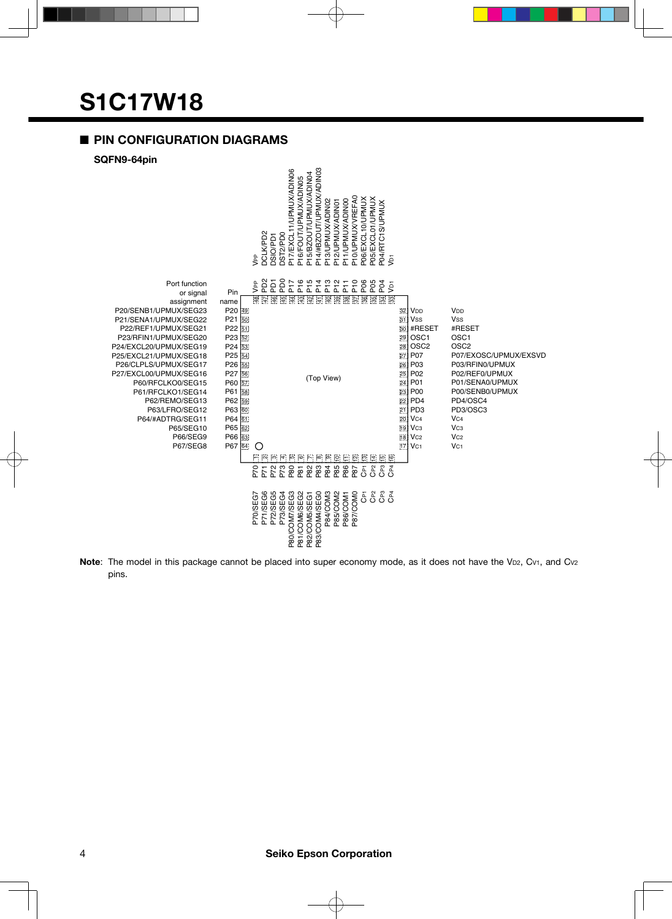# S1C17W18

## ■ PIN CONFIGURATION DIAGRAMS

**SQFN9-64pin**

| Pin No. | Pin name | Port function or signal assignment |
|---|---|---|
| 1 | P70 | P70/SEG7 |
| 2 | P71 | P71/SEG6 |
| 3 | P72 | P72/SEG5 |
| 4 | P73 | P73/SEG4 |
| 5 | P80 | P80/COM7/SEG3 |
| 6 | P81 | P81/COM6/SEG2 |
| 7 | P82 | P82/COM5/SEG1 |
| 8 | P83 | P83/COM4/SEG0 |
| 9 | P84 | P84/COM3 |
| 10 | P85 | P85/COM2 |
| 11 | P86 | P86/COM1 |
| 12 | P87 | P87/COM0 |
| 13 | $C_{P1}$ | $C_{P1}$ |
| 14 | $C_{P2}$ | $C_{P2}$ |
| 15 | $C_{P3}$ | $C_{P3}$ |
| 16 | $C_{P4}$ | $C_{P4}$ |
| 17 | $V_{C1}$ | $V_{C1}$ |
| 18 | $V_{C2}$ | $V_{C2}$ |
| 19 | $V_{C3}$ | $V_{C3}$ |
| 20 | $V_{C4}$ | $V_{C4}$ |
| 21 | PD3 | PD3/OSC3 |
| 22 | PD4 | PD4/OSC4 |
| 23 | P00 | P00/SENB0/UPMUX |
| 24 | P01 | P01/SENA0/UPMUX |
| 25 | P02 | P02/REF0/UPMUX |
| 26 | P03 | P03/RFIN0/UPMUX |
| 27 | P07 | P07/EXOSC/UPMUX/EXSVD |
| 28 | OSC2 | OSC2 |
| 29 | OSC1 | OSC1 |
| 30 | #RESET | #RESET |
| 31 | $V_{SS}$ | $V_{SS}$ |
| 32 | $V_{DD}$ | $V_{DD}$ |
| 33 | $V_{D1}$ | $V_{D1}$ |
| 34 | P04 | P04/RTC1S/UPMUX |
| 35 | P05 | P05/EXCL01/UPMUX |
| 36 | P06 | P06/EXCL10/UPMUX |
| 37 | P10 | P10/UPMUX/VREFA0 |
| 38 | P11 | P11/UPMUX/ADIN00 |
| 39 | P12 | P12/UPMUX/ADIN01 |
| 40 | P13 | P13/UPMUX/ADIN02 |
| 41 | P14 | P14/#BZOUT/UPMUX/ADIN03 |
| 42 | P15 | P15/BZOUT/UPMUX/ADIN04 |
| 43 | P16 | P16/FOUT/UPMUX/ADIN05 |
| 44 | P17 | P17/EXCL11/UPMUX/ADIN06 |
| 45 | PD0 | DST2/PD0 |
| 46 | PD1 | DSIO/PD1 |
| 47 | PD2 | DCLK/PD2 |
| 48 | $V_{PP}$ | $V_{PP}$ |
| 49 | P20 | P20/SENB1/UPMUX/SEG23 |
| 50 | P21 | P21/SENA1/UPMUX/SEG22 |
| 51 | P22 | P22/REF1/UPMUX/SEG21 |
| 52 | P23 | P23/RFIN1/UPMUX/SEG20 |
| 53 | P24 | P24/EXCL20/UPMUX/SEG19 |
| 54 | P25 | P25/EXCL21/UPMUX/SEG18 |
| 55 | P26 | P26/CLPLS/UPMUX/SEG17 |
| 56 | P27 | P27/EXCL00/UPMUX/SEG16 |
| 57 | P60 | P60/RFCLKO0/SEG15 |
| 58 | P61 | P61/RFCLKO1/SEG14 |
| 59 | P62 | P62/REMO/SEG13 |
| 60 | P63 | P63/LFRO/SEG12 |
| 61 | P64 | P64/#ADTRG/SEG11 |
| 62 | P65 | P65/SEG10 |
| 63 | P66 | P66/SEG9 |
| 64 | P67 | P67/SEG8 |

(Top View)

**Note**: The model in this package cannot be placed into super economy mode, as it does not have the $V_{D2}$, $C_{V1}$, and $C_{V2}$ pins.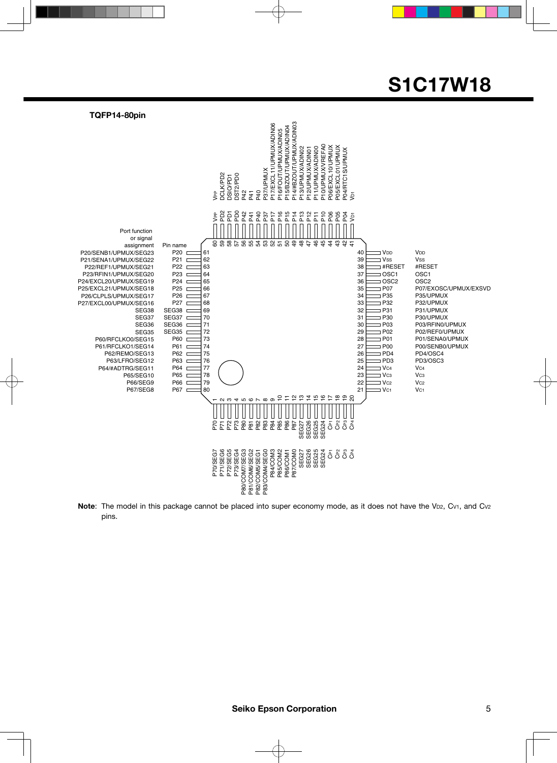## TQFP14-80pin

| Pin No. | Pin name | Port function or signal assignment |
|---|---|---|
| 1 | P70 | P70/SEG7 |
| 2 | P71 | P71/SEG6 |
| 3 | P72 | P72/SEG5 |
| 4 | P73 | P73/SEG4 |
| 5 | P80 | P80/COM7/SEG3 |
| 6 | P81 | P81/COM6/SEG2 |
| 7 | P82 | P82/COM5/SEG1 |
| 8 | P83 | P83/COM4/SEG0 |
| 9 | P84 | P84/COM3 |
| 10 | P85 | P85/COM2 |
| 11 | P86 | P86/COM1 |
| 12 | P87 | P87/COM0 |
| 13 | SEG27 | SEG27 |
| 14 | SEG26 | SEG26 |
| 15 | SEG25 | SEG25 |
| 16 | SEG24 | SEG24 |
| 17 | $C_{P1}$ | $C_{P1}$ |
| 18 | $C_{P2}$ | $C_{P2}$ |
| 19 | $C_{P3}$ | $C_{P3}$ |
| 20 | $C_{P4}$ | $C_{P4}$ |
| 21 | $V_{C1}$ | $V_{C1}$ |
| 22 | $V_{C2}$ | $V_{C2}$ |
| 23 | $V_{C3}$ | $V_{C3}$ |
| 24 | $V_{C4}$ | $V_{C4}$ |
| 25 | PD3 | PD3/OSC3 |
| 26 | PD4 | PD4/OSC4 |
| 27 | P00 | P00/SENB0/UPMUX |
| 28 | P01 | P01/SENA0/UPMUX |
| 29 | P02 | P02/REF0/UPMUX |
| 30 | P03 | P03/RFIN0/UPMUX |
| 31 | P30 | P30/UPMUX |
| 32 | P31 | P31/UPMUX |
| 33 | P32 | P32/UPMUX |
| 34 | P35 | P35/UPMUX |
| 35 | P07 | P07/EXOSC/UPMUX/EXSVD |
| 36 | OSC2 | OSC2 |
| 37 | OSC1 | OSC1 |
| 38 | #RESET | #RESET |
| 39 | $V_{SS}$ | $V_{SS}$ |
| 40 | $V_{DD}$ | $V_{DD}$ |
| 41 | $V_{D1}$ | $V_{D1}$ |
| 42 | P04 | P04/RTC1S/UPMUX |
| 43 | P05 | P05/EXCL01/UPMUX |
| 44 | P06 | P06/EXCL10/UPMUX |
| 45 | P10 | P10/UPMUX/VREFA0 |
| 46 | P11 | P11/UPMUX/ADIN00 |
| 47 | P12 | P12/UPMUX/ADIN01 |
| 48 | P13 | P13/UPMUX/ADIN02 |
| 49 | P14 | P14/#BZOUT/UPMUX/ADIN03 |
| 50 | P15 | P15/BZOUT/UPMUX/ADIN04 |
| 51 | P16 | P16/FOUT/UPMUX/ADIN05 |
| 52 | P17 | P17/EXCL11/UPMUX/ADIN06 |
| 53 | P37 | P37/UPMUX |
| 54 | P40 | P40 |
| 55 | P41 | P41 |
| 56 | P42 | P42 |
| 57 | PD0 | DST2/PD0 |
| 58 | PD1 | DSIO/PD1 |
| 59 | PD2 | DCLK/PD2 |
| 60 | $V_{PP}$ | $V_{PP}$ |
| 61 | P20 | P20/SENB1/UPMUX/SEG23 |
| 62 | P21 | P21/SENA1/UPMUX/SEG22 |
| 63 | P22 | P22/REF1/UPMUX/SEG21 |
| 64 | P23 | P23/RFIN1/UPMUX/SEG20 |
| 65 | P24 | P24/EXCL20/UPMUX/SEG19 |
| 66 | P25 | P25/EXCL21/UPMUX/SEG18 |
| 67 | P26 | P26/CLPLS/UPMUX/SEG17 |
| 68 | P27 | P27/EXCL00/UPMUX/SEG16 |
| 69 | SEG38 | SEG38 |
| 70 | SEG37 | SEG37 |
| 71 | SEG36 | SEG36 |
| 72 | SEG35 | SEG35 |
| 73 | P60 | P60/RFCLKO0/SEG15 |
| 74 | P61 | P61/RFCLKO1/SEG14 |
| 75 | P62 | P62/REMO/SEG13 |
| 76 | P63 | P63/LFRO/SEG12 |
| 77 | P64 | P64/#ADTRG/SEG11 |
| 78 | P65 | P65/SEG10 |
| 79 | P66 | P66/SEG9 |
| 80 | P67 | P67/SEG8 |

**Note**: The model in this package cannot be placed into super economy mode, as it does not have the $V_{D2}$, $C_{V1}$, and $C_{V2}$ pins.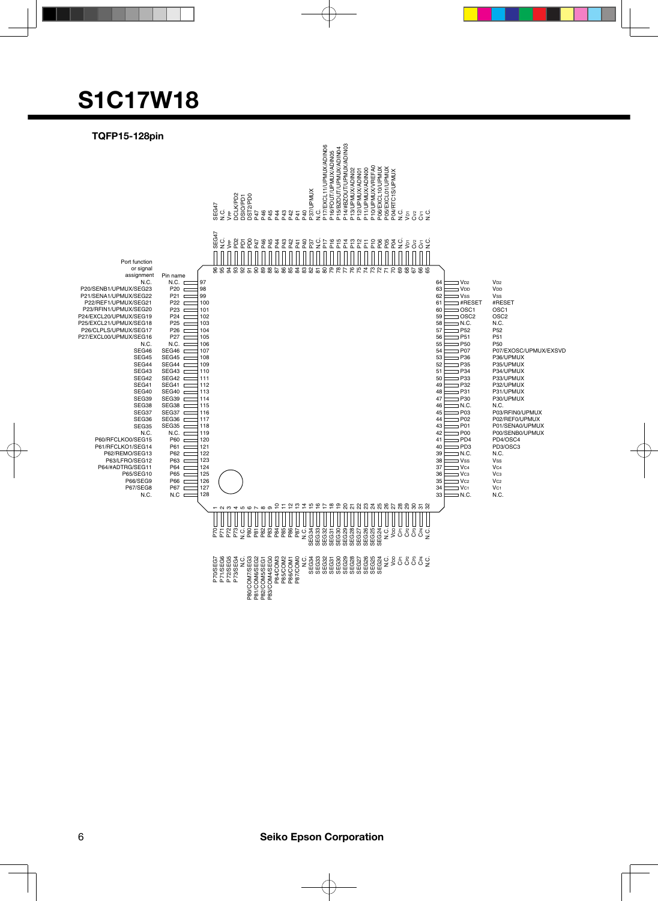# S1C17W18

## TQFP15-128pin

| Pin No. | Pin name | Port function or signal assignment |
|---|---|---|
| 1 | P70 | P70/SEG7 |
| 2 | P71 | P71/SEG6 |
| 3 | P72 | P72/SEG5 |
| 4 | P73 | P73/SEG4 |
| 5 | N.C. | N.C. |
| 6 | P80 | P80/COM7/SEG3 |
| 7 | P81 | P81/COM6/SEG2 |
| 8 | P82 | P82/COM5/SEG1 |
| 9 | P83 | P83/COM4/SEG0 |
| 10 | P84 | P84/COM3 |
| 11 | P85 | P85/COM2 |
| 12 | P86 | P86/COM1 |
| 13 | P87 | P87/COM0 |
| 14 | N.C | N.C. |
| 15 | SEG34 | SEG34 |
| 16 | SEG33 | SEG33 |
| 17 | SEG32 | SEG32 |
| 18 | SEG31 | SEG31 |
| 19 | SEG30 | SEG30 |
| 20 | SEG29 | SEG29 |
| 21 | SEG28 | SEG28 |
| 22 | SEG27 | SEG27 |
| 23 | SEG26 | SEG26 |
| 24 | SEG25 | SEG25 |
| 25 | SEG24 | SEG24 |
| 26 | N.C. | N.C. |
| 27 | VDD | VDD |
| 28 | CP1 | CP1 |
| 29 | CP2 | CP2 |
| 30 | CP3 | CP3 |
| 31 | CP4 | CP4 |
| 32 | N.C. | N.C. |
| 33 | N.C. | N.C. |
| 34 | VC1 | VC1 |
| 35 | VC2 | VC2 |
| 36 | VC3 | VC3 |
| 37 | VC4 | VC4 |
| 38 | VSS | VSS |
| 39 | N.C. | N.C. |
| 40 | PD3 | PD3/OSC3 |
| 41 | PD4 | PD4/OSC4 |
| 42 | P00 | P00/SENB0/UPMUX |
| 43 | P01 | P01/SENA0/UPMUX |
| 44 | P02 | P02/REF0/UPMUX |
| 45 | P03 | P03/RFIN0/UPMUX |
| 46 | N.C. | N.C. |
| 47 | P30 | P30/UPMUX |
| 48 | P31 | P31/UPMUX |
| 49 | P32 | P32/UPMUX |
| 50 | P33 | P33/UPMUX |
| 51 | P34 | P34/UPMUX |
| 52 | P35 | P35/UPMUX |
| 53 | P36 | P36/UPMUX |
| 54 | P07 | P07/EXOSC/UPMUX/EXSVD |
| 55 | P50 | P50 |
| 56 | P51 | P51 |
| 57 | P52 | P52 |
| 58 | N.C. | N.C. |
| 59 | OSC2 | OSC2 |
| 60 | OSC1 | OSC1 |
| 61 | #RESET | #RESET |
| 62 | VSS | VSS |
| 63 | VDD | VDD |
| 64 | VD2 | VD2 |
| 65 | N.C. | N.C. |
| 66 | CV1 | CV1 |
| 67 | CV2 | CV2 |
| 68 | VD1 | VD1 |
| 69 | N.C. | N.C. |
| 70 | P04 | P04/RTC1S/UPMUX |
| 71 | P05 | P05/EXCL01/UPMUX |
| 72 | P06 | P06/EXCL10/UPMUX |
| 73 | P10 | P10/UPMUX/VREFA0 |
| 74 | P11 | P11/UPMUX/ADIN00 |
| 75 | P12 | P12/UPMUX/ADIN01 |
| 76 | P13 | P13/UPMUX/ADIN02 |
| 77 | P14 | P14/#BZOUT/UPMUX/ADIN03 |
| 78 | P15 | P15/BZOUT/UPMUX/ADIN04 |
| 79 | P16 | P16/FOUT/UPMUX/ADIN05 |
| 80 | P17 | P17/EXCL11/UPMUX/ADIN06 |
| 81 | N.C. | N.C. |
| 82 | P37 | P37/UPMUX |
| 83 | P40 | P40 |
| 84 | P41 | P41 |
| 85 | P42 | P42 |
| 86 | P43 | P43 |
| 87 | P44 | P44 |
| 88 | P45 | P45 |
| 89 | P46 | P46 |
| 90 | P47 | P47 |
| 91 | PD0 | DST2/PD0 |
| 92 | PD1 | DSIO/PD1 |
| 93 | PD2 | DCLK/PD2 |
| 94 | VPP | VPP |
| 95 | N.C. | N.C. |
| 96 | SEG47 | SEG47 |
| 97 | N.C. | N.C. |
| 98 | P20 | P20/SENB1/UPMUX/SEG23 |
| 99 | P21 | P21/SENA1/UPMUX/SEG22 |
| 100 | P22 | P22/REF1/UPMUX/SEG21 |
| 101 | P23 | P23/RFIN1/UPMUX/SEG20 |
| 102 | P24 | P24/EXCL20/UPMUX/SEG19 |
| 103 | P25 | P25/EXCL21/UPMUX/SEG18 |
| 104 | P26 | P26/CLPLS/UPMUX/SEG17 |
| 105 | P27 | P27/EXCL00/UPMUX/SEG16 |
| 106 | N.C. | N.C. |
| 107 | SEG46 | SEG46 |
| 108 | SEG45 | SEG45 |
| 109 | SEG44 | SEG44 |
| 110 | SEG43 | SEG43 |
| 111 | SEG42 | SEG42 |
| 112 | SEG41 | SEG41 |
| 113 | SEG40 | SEG40 |
| 114 | SEG39 | SEG39 |
| 115 | SEG38 | SEG38 |
| 116 | SEG37 | SEG37 |
| 117 | SEG36 | SEG36 |
| 118 | SEG35 | SEG35 |
| 119 | N.C. | N.C. |
| 120 | P60 | P60/RFCLKO0/SEG15 |
| 121 | P61 | P61/RFCLKO1/SEG14 |
| 122 | P62 | P62/REMO/SEG13 |
| 123 | P63 | P63/LFRO/SEG12 |
| 124 | P64 | P64/#ADTRG/SEG11 |
| 125 | P65 | P65/SEG10 |
| 126 | P66 | P66/SEG9 |
| 127 | P67 | P67/SEG8 |
| 128 | N.C | N.C. |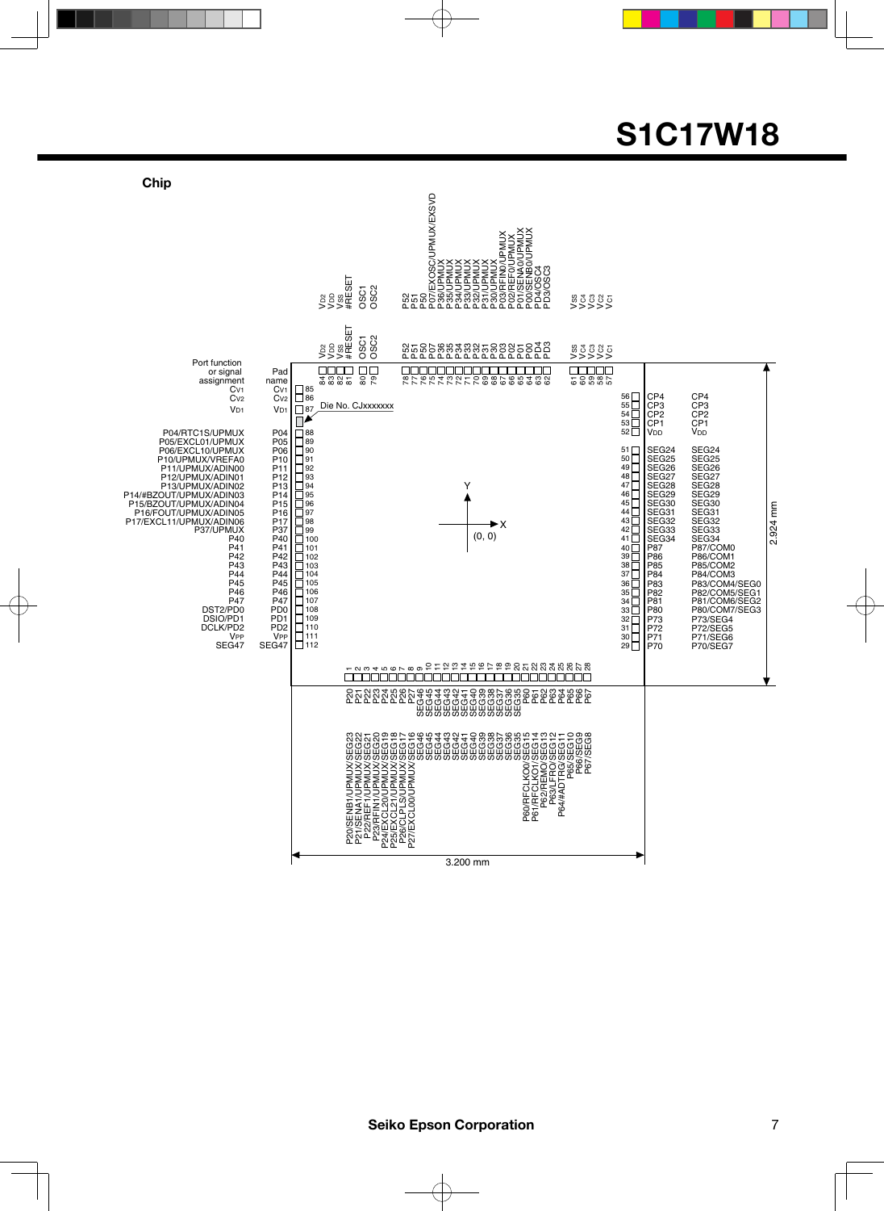# S1C17W18

## Chip

Die No. CJxxxxxxx

Chip size: 3.200 mm (X) × 2.924 mm (Y), origin (0, 0) at chip center.

| Pad No. | Pad name | Port function or signal assignment |
| --- | --- | --- |
| 1 | P20 | P20/SENB1/UPMUX/SEG23 |
| 2 | P21 | P21/SENA1/UPMUX/SEG22 |
| 3 | P22 | P22/REF1/UPMUX/SEG21 |
| 4 | P23 | P23/RFIN1/UPMUX/SEG20 |
| 5 | P24 | P24/EXCL20/UPMUX/SEG19 |
| 6 | P25 | P25/EXCL21/UPMUX/SEG18 |
| 7 | P26 | P26/CLPLS/UPMUX/SEG17 |
| 8 | P27 | P27/EXCL00/UPMUX/SEG16 |
| 9 | SEG46 | SEG46 |
| 10 | SEG45 | SEG45 |
| 11 | SEG44 | SEG44 |
| 12 | SEG43 | SEG43 |
| 13 | SEG42 | SEG42 |
| 14 | SEG41 | SEG41 |
| 15 | SEG40 | SEG40 |
| 16 | SEG39 | SEG39 |
| 17 | SEG38 | SEG38 |
| 18 | SEG37 | SEG37 |
| 19 | SEG36 | SEG36 |
| 20 | SEG35 | SEG35 |
| 21 | P60 | P60/RFCLKO0/SEG15 |
| 22 | P61 | P61/RFCLKO1/SEG14 |
| 23 | P62 | P62/REMO/SEG13 |
| 24 | P63 | P63/LFRO/SEG12 |
| 25 | P64 | P64/#ADTRG/SEG11 |
| 26 | P65 | P65/SEG10 |
| 27 | P66 | P66/SEG9 |
| 28 | P67 | P67/SEG8 |
| 29 | P70 | P70/SEG7 |
| 30 | P71 | P71/SEG6 |
| 31 | P72 | P72/SEG5 |
| 32 | P73 | P73/SEG4 |
| 33 | P80 | P80/COM7/SEG3 |
| 34 | P81 | P81/COM6/SEG2 |
| 35 | P82 | P82/COM5/SEG1 |
| 36 | P83 | P83/COM4/SEG0 |
| 37 | P84 | P84/COM3 |
| 38 | P85 | P85/COM2 |
| 39 | P86 | P86/COM1 |
| 40 | P87 | P87/COM0 |
| 41 | SEG34 | SEG34 |
| 42 | SEG33 | SEG33 |
| 43 | SEG32 | SEG32 |
| 44 | SEG31 | SEG31 |
| 45 | SEG30 | SEG30 |
| 46 | SEG29 | SEG29 |
| 47 | SEG28 | SEG28 |
| 48 | SEG27 | SEG27 |
| 49 | SEG26 | SEG26 |
| 50 | SEG25 | SEG25 |
| 51 | SEG24 | SEG24 |
| 52 | $V_{DD}$ | $V_{DD}$ |
| 53 | CP1 | CP1 |
| 54 | CP2 | CP2 |
| 55 | CP3 | CP3 |
| 56 | CP4 | CP4 |
| 57 | $V_{C1}$ | $V_{C1}$ |
| 58 | $V_{C2}$ | $V_{C2}$ |
| 59 | $V_{C3}$ | $V_{C3}$ |
| 60 | $V_{C4}$ | $V_{C4}$ |
| 61 | $V_{SS}$ | $V_{SS}$ |
| 62 | PD3 | PD3/OSC3 |
| 63 | PD4 | PD4/OSC4 |
| 64 | P00 | P00/SENB0/UPMUX |
| 65 | P01 | P01/SENA0/UPMUX |
| 66 | P02 | P02/REF0/UPMUX |
| 67 | P03 | P03/RFIN0/UPMUX |
| 68 | P30 | P30/UPMUX |
| 69 | P31 | P31/UPMUX |
| 70 | P32 | P32/UPMUX |
| 71 | P33 | P33/UPMUX |
| 72 | P34 | P34/UPMUX |
| 73 | P35 | P35/UPMUX |
| 74 | P36 | P36/UPMUX |
| 75 | P07 | P07/EXOSC/UPMUX/EXSVD |
| 76 | P50 | P50 |
| 77 | P51 | P51 |
| 78 | P52 | P52 |
| 79 | OSC2 | OSC2 |
| 80 | OSC1 | OSC1 |
| 81 | #RESET | #RESET |
| 82 | $V_{SS}$ | $V_{SS}$ |
| 83 | $V_{DD}$ | $V_{DD}$ |
| 84 | $V_{D2}$ | $V_{D2}$ |
| 85 | $C_{V1}$ | $C_{V1}$ |
| 86 | $C_{V2}$ | $C_{V2}$ |
| 87 | $V_{D1}$ | $V_{D1}$ |
| 88 | P04 | P04/RTC1S/UPMUX |
| 89 | P05 | P05/EXCL01/UPMUX |
| 90 | P06 | P06/EXCL10/UPMUX |
| 91 | P10 | P10/UPMUX/VREFA0 |
| 92 | P11 | P11/UPMUX/ADIN00 |
| 93 | P12 | P12/UPMUX/ADIN01 |
| 94 | P13 | P13/UPMUX/ADIN02 |
| 95 | P14 | P14/#BZOUT/UPMUX/ADIN03 |
| 96 | P15 | P15/BZOUT/UPMUX/ADIN04 |
| 97 | P16 | P16/FOUT/UPMUX/ADIN05 |
| 98 | P17 | P17/EXCL11/UPMUX/ADIN06 |
| 99 | P37 | P37/UPMUX |
| 100 | P40 | P40 |
| 101 | P41 | P41 |
| 102 | P42 | P42 |
| 103 | P43 | P43 |
| 104 | P44 | P44 |
| 105 | P45 | P45 |
| 106 | P46 | P46 |
| 107 | P47 | P47 |
| 108 | PD0 | DST2/PD0 |
| 109 | PD1 | DSIO/PD1 |
| 110 | PD2 | DCLK/PD2 |
| 111 | $V_{PP}$ | $V_{PP}$ |
| 112 | SEG47 | SEG47 |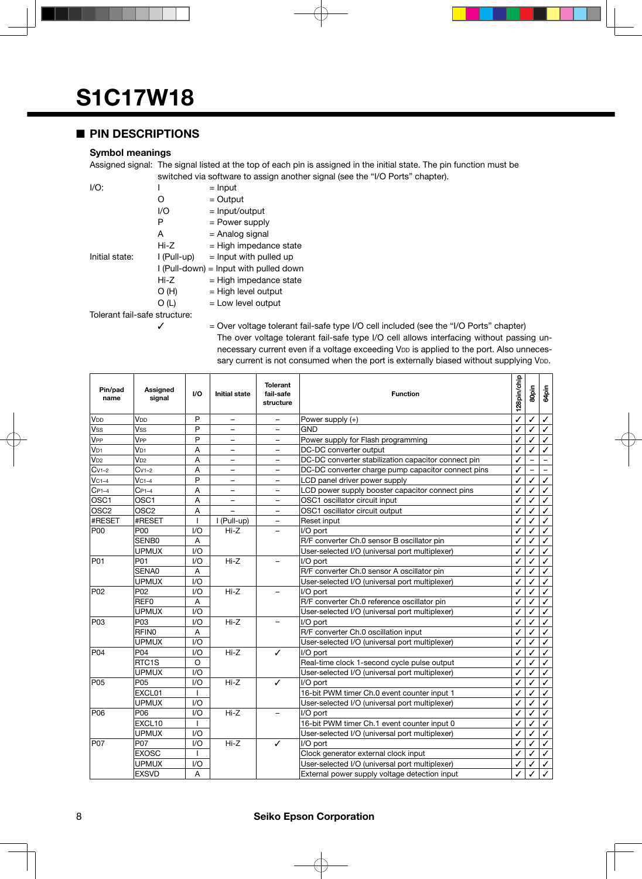# S1C17W18

## ■ PIN DESCRIPTIONS

### Symbol meanings

Assigned signal: The signal listed at the top of each pin is assigned in the initial state. The pin function must be switched via software to assign another signal (see the “I/O Ports” chapter).

I/O:
- I = Input
- O = Output
- I/O = Input/output
- P = Power supply
- A = Analog signal
- Hi-Z = High impedance state

Initial state:
- I (Pull-up) = Input with pulled up
- I (Pull-down) = Input with pulled down
- Hi-Z = High impedance state
- O (H) = High level output
- O (L) = Low level output

Tolerant fail-safe structure:
- ✓ = Over voltage tolerant fail-safe type I/O cell included (see the “I/O Ports” chapter)
  The over voltage tolerant fail-safe type I/O cell allows interfacing without passing unnecessary current even if a voltage exceeding $V_{DD}$ is applied to the port. Also unnecessary current is not consumed when the port is externally biased without supplying $V_{DD}$.

| Pin/pad name | Assigned signal | I/O | Initial state | Tolerant fail-safe structure | Function | 128pin/chip | 80pin | 64pin |
|---|---|---|---|---|---|---|---|---|
| $V_{DD}$ | $V_{DD}$ | P | – | – | Power supply (+) | ✓ | ✓ | ✓ |
| $V_{SS}$ | $V_{SS}$ | P | – | – | GND | ✓ | ✓ | ✓ |
| $V_{PP}$ | $V_{PP}$ | P | – | – | Power supply for Flash programming | ✓ | ✓ | ✓ |
| $V_{D1}$ | $V_{D1}$ | A | – | – | DC-DC converter output | ✓ | ✓ | ✓ |
| $V_{D2}$ | $V_{D2}$ | A | – | – | DC-DC converter stabilization capacitor connect pin | ✓ | – | – |
| $C_{V1-2}$ | $C_{V1-2}$ | A | – | – | DC-DC converter charge pump capacitor connect pins | ✓ | – | – |
| $V_{C1-4}$ | $V_{C1-4}$ | P | – | – | LCD panel driver power supply | ✓ | ✓ | ✓ |
| $C_{P1-4}$ | $C_{P1-4}$ | A | – | – | LCD power supply booster capacitor connect pins | ✓ | ✓ | ✓ |
| OSC1 | OSC1 | A | – | – | OSC1 oscillator circuit input | ✓ | ✓ | ✓ |
| OSC2 | OSC2 | A | – | – | OSC1 oscillator circuit output | ✓ | ✓ | ✓ |
| #RESET | #RESET | I | I (Pull-up) | – | Reset input | ✓ | ✓ | ✓ |
| P00 | P00 | I/O | Hi-Z | – | I/O port | ✓ | ✓ | ✓ |
| | SENB0 | A | | | R/F converter Ch.0 sensor B oscillator pin | ✓ | ✓ | ✓ |
| | UPMUX | I/O | | | User-selected I/O (universal port multiplexer) | ✓ | ✓ | ✓ |
| P01 | P01 | I/O | Hi-Z | – | I/O port | ✓ | ✓ | ✓ |
| | SENA0 | A | | | R/F converter Ch.0 sensor A oscillator pin | ✓ | ✓ | ✓ |
| | UPMUX | I/O | | | User-selected I/O (universal port multiplexer) | ✓ | ✓ | ✓ |
| P02 | P02 | I/O | Hi-Z | – | I/O port | ✓ | ✓ | ✓ |
| | REF0 | A | | | R/F converter Ch.0 reference oscillator pin | ✓ | ✓ | ✓ |
| | UPMUX | I/O | | | User-selected I/O (universal port multiplexer) | ✓ | ✓ | ✓ |
| P03 | P03 | I/O | Hi-Z | – | I/O port | ✓ | ✓ | ✓ |
| | RFIN0 | A | | | R/F converter Ch.0 oscillation input | ✓ | ✓ | ✓ |
| | UPMUX | I/O | | | User-selected I/O (universal port multiplexer) | ✓ | ✓ | ✓ |
| P04 | P04 | I/O | Hi-Z | ✓ | I/O port | ✓ | ✓ | ✓ |
| | RTC1S | O | | | Real-time clock 1-second cycle pulse output | ✓ | ✓ | ✓ |
| | UPMUX | I/O | | | User-selected I/O (universal port multiplexer) | ✓ | ✓ | ✓ |
| P05 | P05 | I/O | Hi-Z | ✓ | I/O port | ✓ | ✓ | ✓ |
| | EXCL01 | I | | | 16-bit PWM timer Ch.0 event counter input 1 | ✓ | ✓ | ✓ |
| | UPMUX | I/O | | | User-selected I/O (universal port multiplexer) | ✓ | ✓ | ✓ |
| P06 | P06 | I/O | Hi-Z | – | I/O port | ✓ | ✓ | ✓ |
| | EXCL10 | I | | | 16-bit PWM timer Ch.1 event counter input 0 | ✓ | ✓ | ✓ |
| | UPMUX | I/O | | | User-selected I/O (universal port multiplexer) | ✓ | ✓ | ✓ |
| P07 | P07 | I/O | Hi-Z | ✓ | I/O port | ✓ | ✓ | ✓ |
| | EXOSC | I | | | Clock generator external clock input | ✓ | ✓ | ✓ |
| | UPMUX | I/O | | | User-selected I/O (universal port multiplexer) | ✓ | ✓ | ✓ |
| | EXSVD | A | | | External power supply voltage detection input | ✓ | ✓ | ✓ |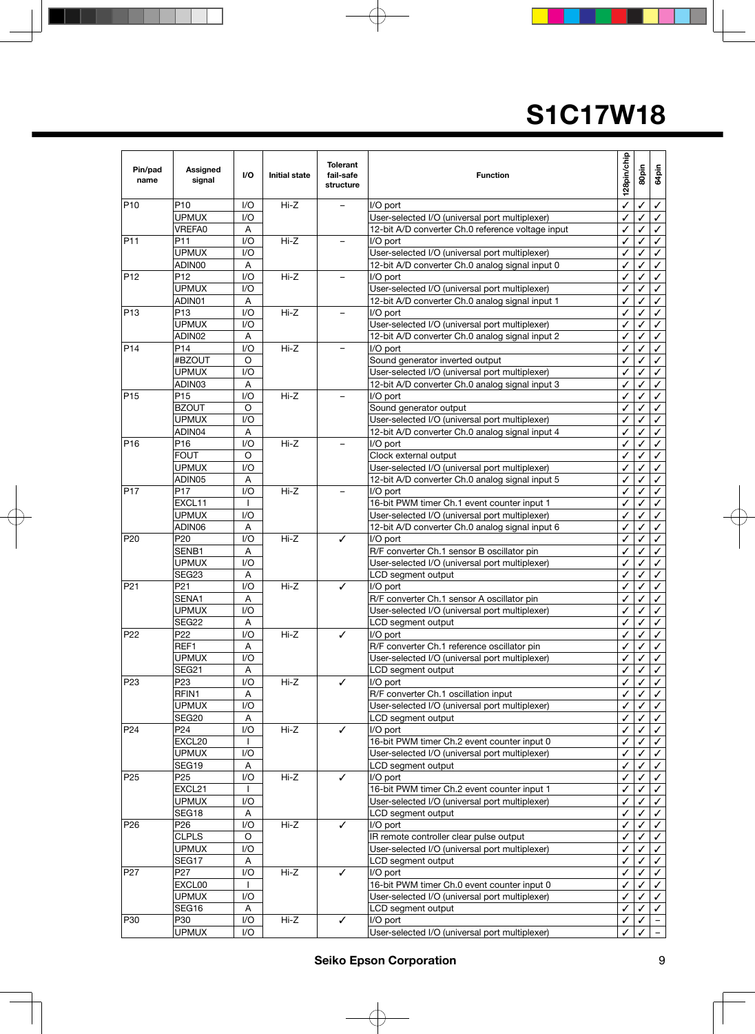# S1C17W18

| Pin/pad name | Assigned signal | I/O | Initial state | Tolerant fail-safe structure | Function | 128pin/chip | 80pin | 64pin |
|---|---|---|---|---|---|---|---|---|
| P10 | P10 | I/O | Hi-Z | – | I/O port | ✓ | ✓ | ✓ |
| | UPMUX | I/O | | | User-selected I/O (universal port multiplexer) | ✓ | ✓ | ✓ |
| | VREFA0 | A | | | 12-bit A/D converter Ch.0 reference voltage input | ✓ | ✓ | ✓ |
| P11 | P11 | I/O | Hi-Z | – | I/O port | ✓ | ✓ | ✓ |
| | UPMUX | I/O | | | User-selected I/O (universal port multiplexer) | ✓ | ✓ | ✓ |
| | ADIN00 | A | | | 12-bit A/D converter Ch.0 analog signal input 0 | ✓ | ✓ | ✓ |
| P12 | P12 | I/O | Hi-Z | – | I/O port | ✓ | ✓ | ✓ |
| | UPMUX | I/O | | | User-selected I/O (universal port multiplexer) | ✓ | ✓ | ✓ |
| | ADIN01 | A | | | 12-bit A/D converter Ch.0 analog signal input 1 | ✓ | ✓ | ✓ |
| P13 | P13 | I/O | Hi-Z | – | I/O port | ✓ | ✓ | ✓ |
| | UPMUX | I/O | | | User-selected I/O (universal port multiplexer) | ✓ | ✓ | ✓ |
| | ADIN02 | A | | | 12-bit A/D converter Ch.0 analog signal input 2 | ✓ | ✓ | ✓ |
| P14 | P14 | I/O | Hi-Z | – | I/O port | ✓ | ✓ | ✓ |
| | #BZOUT | O | | | Sound generator inverted output | ✓ | ✓ | ✓ |
| | UPMUX | I/O | | | User-selected I/O (universal port multiplexer) | ✓ | ✓ | ✓ |
| | ADIN03 | A | | | 12-bit A/D converter Ch.0 analog signal input 3 | ✓ | ✓ | ✓ |
| P15 | P15 | I/O | Hi-Z | – | I/O port | ✓ | ✓ | ✓ |
| | BZOUT | O | | | Sound generator output | ✓ | ✓ | ✓ |
| | UPMUX | I/O | | | User-selected I/O (universal port multiplexer) | ✓ | ✓ | ✓ |
| | ADIN04 | A | | | 12-bit A/D converter Ch.0 analog signal input 4 | ✓ | ✓ | ✓ |
| P16 | P16 | I/O | Hi-Z | – | I/O port | ✓ | ✓ | ✓ |
| | FOUT | O | | | Clock external output | ✓ | ✓ | ✓ |
| | UPMUX | I/O | | | User-selected I/O (universal port multiplexer) | ✓ | ✓ | ✓ |
| | ADIN05 | A | | | 12-bit A/D converter Ch.0 analog signal input 5 | ✓ | ✓ | ✓ |
| P17 | P17 | I/O | Hi-Z | – | I/O port | ✓ | ✓ | ✓ |
| | EXCL11 | I | | | 16-bit PWM timer Ch.1 event counter input 1 | ✓ | ✓ | ✓ |
| | UPMUX | I/O | | | User-selected I/O (universal port multiplexer) | ✓ | ✓ | ✓ |
| | ADIN06 | A | | | 12-bit A/D converter Ch.0 analog signal input 6 | ✓ | ✓ | ✓ |
| P20 | P20 | I/O | Hi-Z | ✓ | I/O port | ✓ | ✓ | ✓ |
| | SENB1 | A | | | R/F converter Ch.1 sensor B oscillator pin | ✓ | ✓ | ✓ |
| | UPMUX | I/O | | | User-selected I/O (universal port multiplexer) | ✓ | ✓ | ✓ |
| | SEG23 | A | | | LCD segment output | ✓ | ✓ | ✓ |
| P21 | P21 | I/O | Hi-Z | ✓ | I/O port | ✓ | ✓ | ✓ |
| | SENA1 | A | | | R/F converter Ch.1 sensor A oscillator pin | ✓ | ✓ | ✓ |
| | UPMUX | I/O | | | User-selected I/O (universal port multiplexer) | ✓ | ✓ | ✓ |
| | SEG22 | A | | | LCD segment output | ✓ | ✓ | ✓ |
| P22 | P22 | I/O | Hi-Z | ✓ | I/O port | ✓ | ✓ | ✓ |
| | REF1 | A | | | R/F converter Ch.1 reference oscillator pin | ✓ | ✓ | ✓ |
| | UPMUX | I/O | | | User-selected I/O (universal port multiplexer) | ✓ | ✓ | ✓ |
| | SEG21 | A | | | LCD segment output | ✓ | ✓ | ✓ |
| P23 | P23 | I/O | Hi-Z | ✓ | I/O port | ✓ | ✓ | ✓ |
| | RFIN1 | A | | | R/F converter Ch.1 oscillation input | ✓ | ✓ | ✓ |
| | UPMUX | I/O | | | User-selected I/O (universal port multiplexer) | ✓ | ✓ | ✓ |
| | SEG20 | A | | | LCD segment output | ✓ | ✓ | ✓ |
| P24 | P24 | I/O | Hi-Z | ✓ | I/O port | ✓ | ✓ | ✓ |
| | EXCL20 | I | | | 16-bit PWM timer Ch.2 event counter input 0 | ✓ | ✓ | ✓ |
| | UPMUX | I/O | | | User-selected I/O (universal port multiplexer) | ✓ | ✓ | ✓ |
| | SEG19 | A | | | LCD segment output | ✓ | ✓ | ✓ |
| P25 | P25 | I/O | Hi-Z | ✓ | I/O port | ✓ | ✓ | ✓ |
| | EXCL21 | I | | | 16-bit PWM timer Ch.2 event counter input 1 | ✓ | ✓ | ✓ |
| | UPMUX | I/O | | | User-selected I/O (universal port multiplexer) | ✓ | ✓ | ✓ |
| | SEG18 | A | | | LCD segment output | ✓ | ✓ | ✓ |
| P26 | P26 | I/O | Hi-Z | ✓ | I/O port | ✓ | ✓ | ✓ |
| | CLPLS | O | | | IR remote controller clear pulse output | ✓ | ✓ | ✓ |
| | UPMUX | I/O | | | User-selected I/O (universal port multiplexer) | ✓ | ✓ | ✓ |
| | SEG17 | A | | | LCD segment output | ✓ | ✓ | ✓ |
| P27 | P27 | I/O | Hi-Z | ✓ | I/O port | ✓ | ✓ | ✓ |
| | EXCL00 | I | | | 16-bit PWM timer Ch.0 event counter input 0 | ✓ | ✓ | ✓ |
| | UPMUX | I/O | | | User-selected I/O (universal port multiplexer) | ✓ | ✓ | ✓ |
| | SEG16 | A | | | LCD segment output | ✓ | ✓ | ✓ |
| P30 | P30 | I/O | Hi-Z | ✓ | I/O port | ✓ | ✓ | – |
| | UPMUX | I/O | | | User-selected I/O (universal port multiplexer) | ✓ | ✓ | – |

Seiko Epson Corporation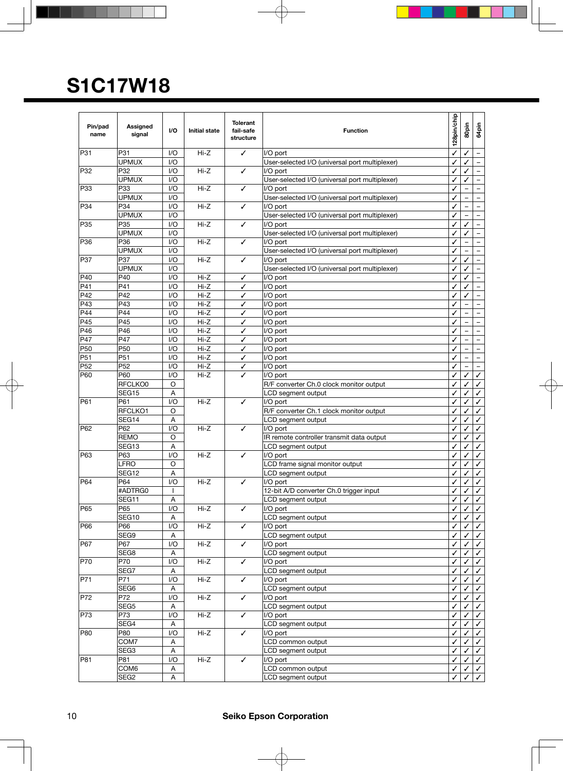# S1C17W18

| Pin/pad name | Assigned signal | I/O | Initial state | Tolerant fail-safe structure | Function | 128pin/chip | 80pin | 64pin |
|---|---|---|---|---|---|---|---|---|
| P31 | P31 | I/O | Hi-Z | ✓ | I/O port | ✓ | ✓ | – |
| | UPMUX | I/O | | | User-selected I/O (universal port multiplexer) | ✓ | ✓ | – |
| P32 | P32 | I/O | Hi-Z | ✓ | I/O port | ✓ | ✓ | – |
| | UPMUX | I/O | | | User-selected I/O (universal port multiplexer) | ✓ | ✓ | – |
| P33 | P33 | I/O | Hi-Z | ✓ | I/O port | ✓ | – | – |
| | UPMUX | I/O | | | User-selected I/O (universal port multiplexer) | ✓ | – | – |
| P34 | P34 | I/O | Hi-Z | ✓ | I/O port | ✓ | – | – |
| | UPMUX | I/O | | | User-selected I/O (universal port multiplexer) | ✓ | – | – |
| P35 | P35 | I/O | Hi-Z | ✓ | I/O port | ✓ | ✓ | – |
| | UPMUX | I/O | | | User-selected I/O (universal port multiplexer) | ✓ | ✓ | – |
| P36 | P36 | I/O | Hi-Z | ✓ | I/O port | ✓ | – | – |
| | UPMUX | I/O | | | User-selected I/O (universal port multiplexer) | ✓ | – | – |
| P37 | P37 | I/O | Hi-Z | ✓ | I/O port | ✓ | ✓ | – |
| | UPMUX | I/O | | | User-selected I/O (universal port multiplexer) | ✓ | ✓ | – |
| P40 | P40 | I/O | Hi-Z | ✓ | I/O port | ✓ | ✓ | – |
| P41 | P41 | I/O | Hi-Z | ✓ | I/O port | ✓ | ✓ | – |
| P42 | P42 | I/O | Hi-Z | ✓ | I/O port | ✓ | ✓ | – |
| P43 | P43 | I/O | Hi-Z | ✓ | I/O port | ✓ | – | – |
| P44 | P44 | I/O | Hi-Z | ✓ | I/O port | ✓ | – | – |
| P45 | P45 | I/O | Hi-Z | ✓ | I/O port | ✓ | – | – |
| P46 | P46 | I/O | Hi-Z | ✓ | I/O port | ✓ | – | – |
| P47 | P47 | I/O | Hi-Z | ✓ | I/O port | ✓ | – | – |
| P50 | P50 | I/O | Hi-Z | ✓ | I/O port | ✓ | – | – |
| P51 | P51 | I/O | Hi-Z | ✓ | I/O port | ✓ | – | – |
| P52 | P52 | I/O | Hi-Z | ✓ | I/O port | ✓ | – | – |
| P60 | P60 | I/O | Hi-Z | ✓ | I/O port | ✓ | ✓ | ✓ |
| | RFCLKO0 | O | | | R/F converter Ch.0 clock monitor output | ✓ | ✓ | ✓ |
| | SEG15 | A | | | LCD segment output | ✓ | ✓ | ✓ |
| P61 | P61 | I/O | Hi-Z | ✓ | I/O port | ✓ | ✓ | ✓ |
| | RFCLKO1 | O | | | R/F converter Ch.1 clock monitor output | ✓ | ✓ | ✓ |
| | SEG14 | A | | | LCD segment output | ✓ | ✓ | ✓ |
| P62 | P62 | I/O | Hi-Z | ✓ | I/O port | ✓ | ✓ | ✓ |
| | REMO | O | | | IR remote controller transmit data output | ✓ | ✓ | ✓ |
| | SEG13 | A | | | LCD segment output | ✓ | ✓ | ✓ |
| P63 | P63 | I/O | Hi-Z | ✓ | I/O port | ✓ | ✓ | ✓ |
| | LFRO | O | | | LCD frame signal monitor output | ✓ | ✓ | ✓ |
| | SEG12 | A | | | LCD segment output | ✓ | ✓ | ✓ |
| P64 | P64 | I/O | Hi-Z | ✓ | I/O port | ✓ | ✓ | ✓ |
| | #ADTRG0 | I | | | 12-bit A/D converter Ch.0 trigger input | ✓ | ✓ | ✓ |
| | SEG11 | A | | | LCD segment output | ✓ | ✓ | ✓ |
| P65 | P65 | I/O | Hi-Z | ✓ | I/O port | ✓ | ✓ | ✓ |
| | SEG10 | A | | | LCD segment output | ✓ | ✓ | ✓ |
| P66 | P66 | I/O | Hi-Z | ✓ | I/O port | ✓ | ✓ | ✓ |
| | SEG9 | A | | | LCD segment output | ✓ | ✓ | ✓ |
| P67 | P67 | I/O | Hi-Z | ✓ | I/O port | ✓ | ✓ | ✓ |
| | SEG8 | A | | | LCD segment output | ✓ | ✓ | ✓ |
| P70 | P70 | I/O | Hi-Z | ✓ | I/O port | ✓ | ✓ | ✓ |
| | SEG7 | A | | | LCD segment output | ✓ | ✓ | ✓ |
| P71 | P71 | I/O | Hi-Z | ✓ | I/O port | ✓ | ✓ | ✓ |
| | SEG6 | A | | | LCD segment output | ✓ | ✓ | ✓ |
| P72 | P72 | I/O | Hi-Z | ✓ | I/O port | ✓ | ✓ | ✓ |
| | SEG5 | A | | | LCD segment output | ✓ | ✓ | ✓ |
| P73 | P73 | I/O | Hi-Z | ✓ | I/O port | ✓ | ✓ | ✓ |
| | SEG4 | A | | | LCD segment output | ✓ | ✓ | ✓ |
| P80 | P80 | I/O | Hi-Z | ✓ | I/O port | ✓ | ✓ | ✓ |
| | COM7 | A | | | LCD common output | ✓ | ✓ | ✓ |
| | SEG3 | A | | | LCD segment output | ✓ | ✓ | ✓ |
| P81 | P81 | I/O | Hi-Z | ✓ | I/O port | ✓ | ✓ | ✓ |
| | COM6 | A | | | LCD common output | ✓ | ✓ | ✓ |
| | SEG2 | A | | | LCD segment output | ✓ | ✓ | ✓ |

Seiko Epson Corporation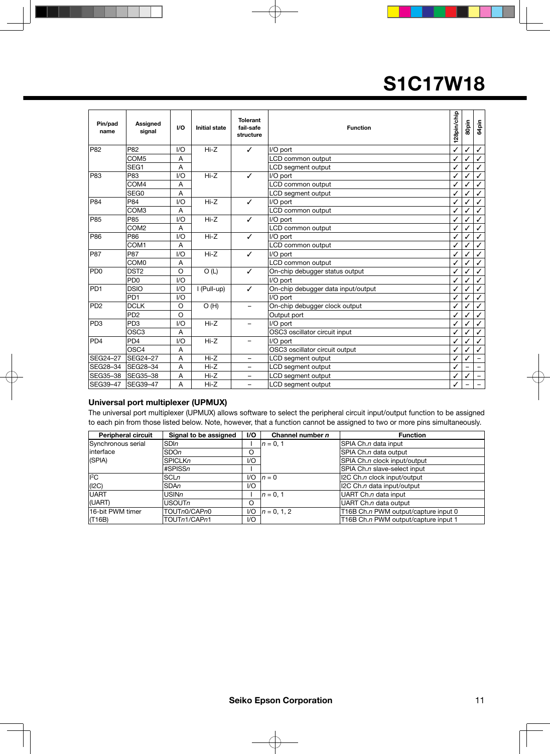| Pin/pad name | Assigned signal | I/O | Initial state | Tolerant fail-safe structure | Function | 128pin/chip | 80pin | 64pin |
|---|---|---|---|---|---|---|---|---|
| P82 | P82 | I/O | Hi-Z | ✓ | I/O port | ✓ | ✓ | ✓ |
| | COM5 | A | | | LCD common output | ✓ | ✓ | ✓ |
| | SEG1 | A | | | LCD segment output | ✓ | ✓ | ✓ |
| P83 | P83 | I/O | Hi-Z | ✓ | I/O port | ✓ | ✓ | ✓ |
| | COM4 | A | | | LCD common output | ✓ | ✓ | ✓ |
| | SEG0 | A | | | LCD segment output | ✓ | ✓ | ✓ |
| P84 | P84 | I/O | Hi-Z | ✓ | I/O port | ✓ | ✓ | ✓ |
| | COM3 | A | | | LCD common output | ✓ | ✓ | ✓ |
| P85 | P85 | I/O | Hi-Z | ✓ | I/O port | ✓ | ✓ | ✓ |
| | COM2 | A | | | LCD common output | ✓ | ✓ | ✓ |
| P86 | P86 | I/O | Hi-Z | ✓ | I/O port | ✓ | ✓ | ✓ |
| | COM1 | A | | | LCD common output | ✓ | ✓ | ✓ |
| P87 | P87 | I/O | Hi-Z | ✓ | I/O port | ✓ | ✓ | ✓ |
| | COM0 | A | | | LCD common output | ✓ | ✓ | ✓ |
| PD0 | DST2 | O | O (L) | ✓ | On-chip debugger status output | ✓ | ✓ | ✓ |
| | PD0 | I/O | | | I/O port | ✓ | ✓ | ✓ |
| PD1 | DSIO | I/O | I (Pull-up) | ✓ | On-chip debugger data input/output | ✓ | ✓ | ✓ |
| | PD1 | I/O | | | I/O port | ✓ | ✓ | ✓ |
| PD2 | DCLK | O | O (H) | – | On-chip debugger clock output | ✓ | ✓ | ✓ |
| | PD2 | O | | | Output port | ✓ | ✓ | ✓ |
| PD3 | PD3 | I/O | Hi-Z | – | I/O port | ✓ | ✓ | ✓ |
| | OSC3 | A | | | OSC3 oscillator circuit input | ✓ | ✓ | ✓ |
| PD4 | PD4 | I/O | Hi-Z | – | I/O port | ✓ | ✓ | ✓ |
| | OSC4 | A | | | OSC3 oscillator circuit output | ✓ | ✓ | ✓ |
| SEG24–27 | SEG24–27 | A | Hi-Z | – | LCD segment output | ✓ | ✓ | – |
| SEG28–34 | SEG28–34 | A | Hi-Z | – | LCD segment output | ✓ | – | – |
| SEG35–38 | SEG35–38 | A | Hi-Z | – | LCD segment output | ✓ | ✓ | – |
| SEG39–47 | SEG39–47 | A | Hi-Z | – | LCD segment output | ✓ | – | – |

## Universal port multiplexer (UPMUX)

The universal port multiplexer (UPMUX) allows software to select the peripheral circuit input/output function to be assigned to each pin from those listed below. Note, however, that a function cannot be assigned to two or more pins simultaneously.

| Peripheral circuit | Signal to be assigned | I/O | Channel number *n* | Function |
|---|---|---|---|---|
| Synchronous serial interface (SPIA) | SDI*n* | I | *n* = 0, 1 | SPIA Ch.*n* data input |
| | SDO*n* | O | | SPIA Ch.*n* data output |
| | SPICLK*n* | I/O | | SPIA Ch.*n* clock input/output |
| | #SPISS*n* | I | | SPIA Ch.*n* slave-select input |
| $I^2C$ (I2C) | SCL*n* | I/O | *n* = 0 | I2C Ch.*n* clock input/output |
| | SDA*n* | I/O | | I2C Ch.*n* data input/output |
| UART (UART) | USIN*n* | I | *n* = 0, 1 | UART Ch.*n* data input |
| | USOUT*n* | O | | UART Ch.*n* data output |
| 16-bit PWM timer (T16B) | TOUT*n*0/CAP*n*0 | I/O | *n* = 0, 1, 2 | T16B Ch.*n* PWM output/capture input 0 |
| | TOUT*n*1/CAP*n*1 | I/O | | T16B Ch.*n* PWM output/capture input 1 |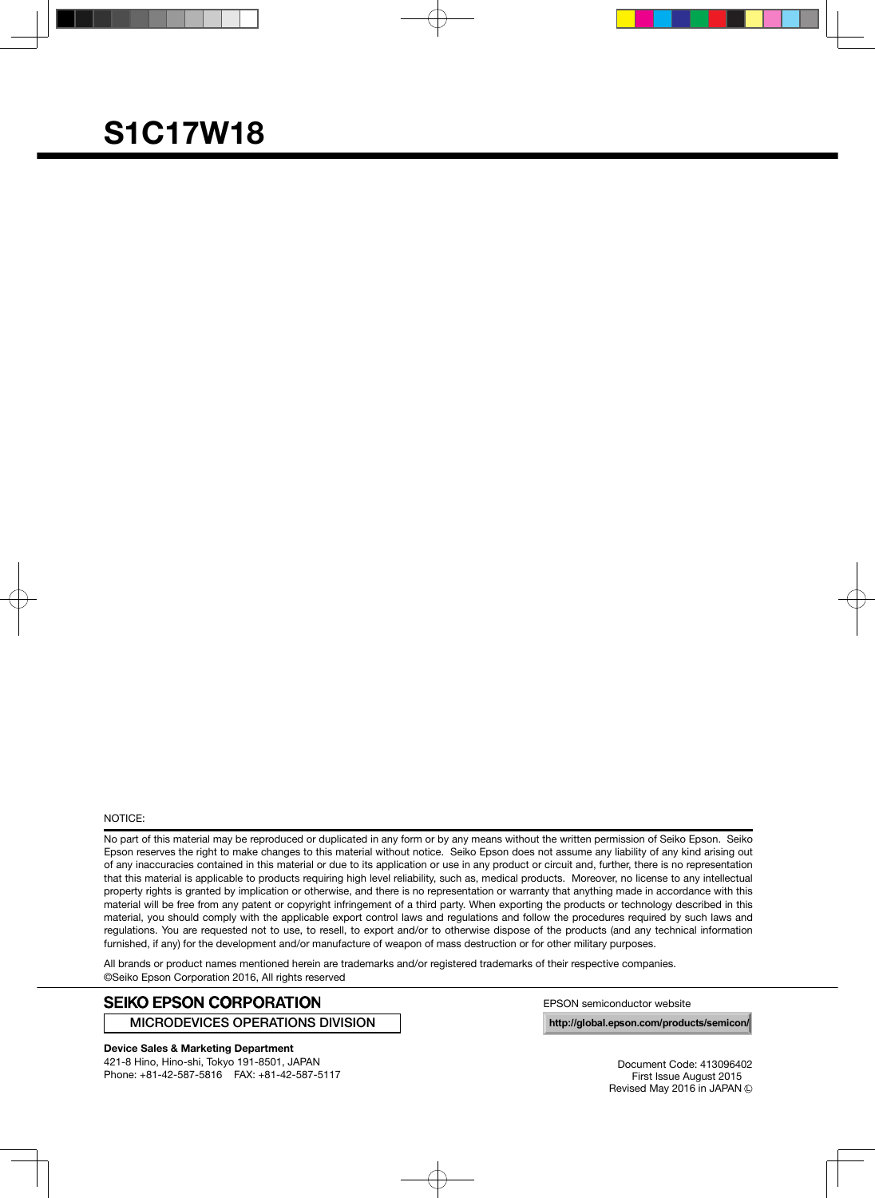# S1C17W18

NOTICE:

No part of this material may be reproduced or duplicated in any form or by any means without the written permission of Seiko Epson. Seiko Epson reserves the right to make changes to this material without notice. Seiko Epson does not assume any liability of any kind arising out of any inaccuracies contained in this material or due to its application or use in any product or circuit and, further, there is no representation that this material is applicable to products requiring high level reliability, such as, medical products. Moreover, no license to any intellectual property rights is granted by implication or otherwise, and there is no representation or warranty that anything made in accordance with this material will be free from any patent or copyright infringement of a third party. When exporting the products or technology described in this material, you should comply with the applicable export control laws and regulations and follow the procedures required by such laws and regulations. You are requested not to use, to resell, to export and/or to otherwise dispose of the products (and any technical information furnished, if any) for the development and/or manufacture of weapon of mass destruction or for other military purposes.

All brands or product names mentioned herein are trademarks and/or registered trademarks of their respective companies.
©Seiko Epson Corporation 2016, All rights reserved

**SEIKO EPSON CORPORATION**

MICRODEVICES OPERATIONS DIVISION

**Device Sales & Marketing Department**
421-8 Hino, Hino-shi, Tokyo 191-8501, JAPAN
Phone: +81-42-587-5816 FAX: +81-42-587-5117

EPSON semiconductor website

**http://global.epson.com/products/semicon/**

Document Code: 413096402
First Issue August 2015
Revised May 2016 in JAPAN